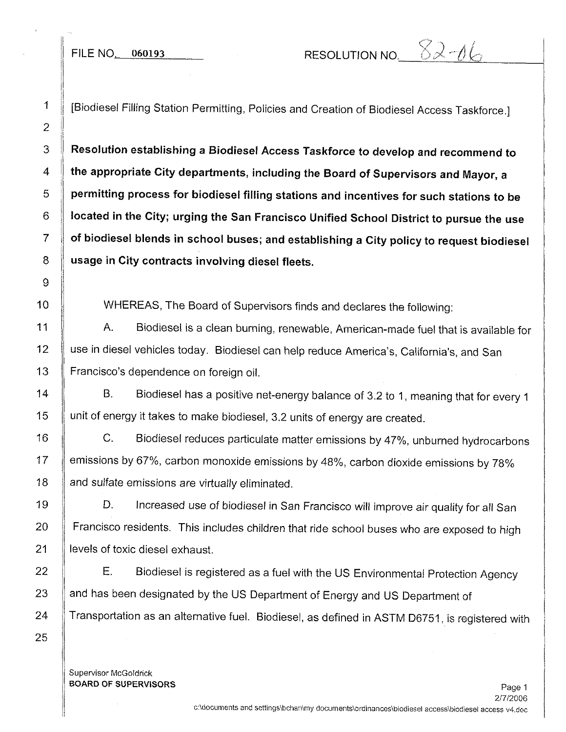FILE NO. 060193 RESOLUTION NO. 82-06

[Biodiesel Filling Station Permitting, Policies and Creation of Biodiesel Access Taskforce.]

**Resolution establishing a Biodiesel Access Taskforce to develop and recommend to the appropriate City departments, including the Board of Supervisors and Mayor, a permitting process for biodiesel filling stations and incentives for such stations to be located in the City; urging the San Francisco Unified School District to pursue the use of biodiesel blends in school buses; and establishing a City policy to request biodiesel usage in City contracts involving diesel fleets.**

WHEREAS, The Board of Supervisors finds and declares the following:

A. Biodiesel is a clean burning, renewable, American-made fuel that is available for use in diesel vehicles today. Biodiesel can help reduce America's, California's, and San Francisco's dependence on foreign oil.

B. Biodiesel has a positive net-energy balance of 3.2 to 1, meaning that for every 1 unit of energy it takes to make biodiesel, 3.2 units of energy are created.

C. Biodiesel reduces particulate matter emissions by 47%, unburned hydrocarbons emissions by 67%, carbon monoxide emissions by 48%, carbon dioxide emissions by 78% and sulfate emissions are virtually eliminated.

D. Increased use of biodiesel in San Francisco will improve air quality for all San Francisco residents. This includes children that ride school buses who are exposed to high levels of toxic diesel exhaust.

E. Biodiesel is registered as a fuel with the US Environmental Protection Agency and has been designated by the US Department of Energy and US Department of Transportation as an alternative fuel. Biodiesel, as defined in ASTM D6751, is registered with

Supervisor McGoldrick
**BOARD OF SUPERVISORS**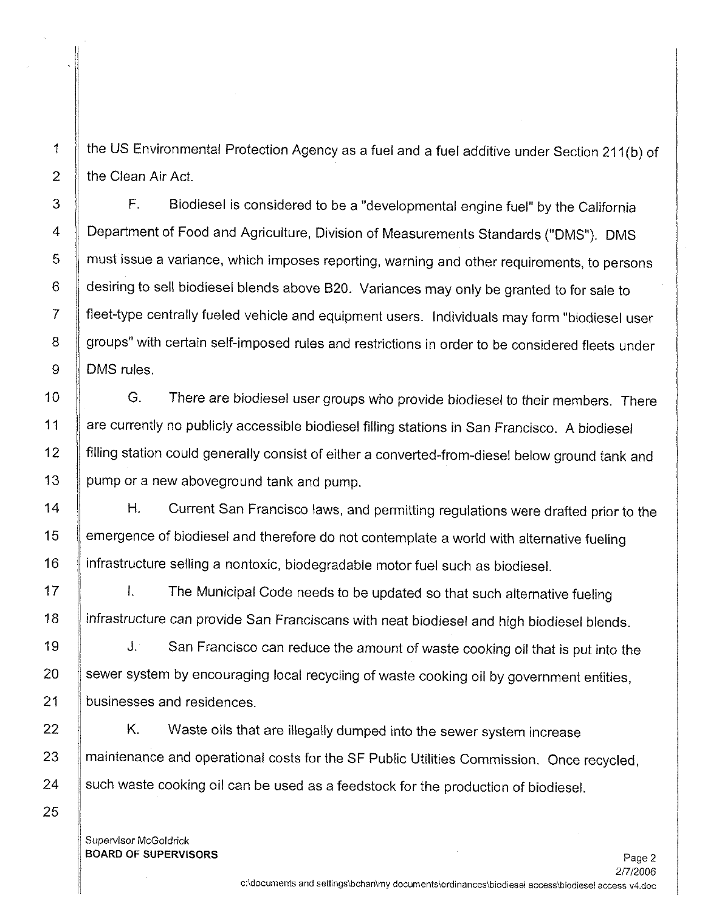the US Environmental Protection Agency as a fuel and a fuel additive under Section 211(b) of the Clean Air Act.

F. Biodiesel is considered to be a "developmental engine fuel" by the California Department of Food and Agriculture, Division of Measurements Standards ("DMS"). DMS must issue a variance, which imposes reporting, warning and other requirements, to persons desiring to sell biodiesel blends above B20. Variances may only be granted to for sale to fleet-type centrally fueled vehicle and equipment users. Individuals may form "biodiesel user groups" with certain self-imposed rules and restrictions in order to be considered fleets under DMS rules.

G. There are biodiesel user groups who provide biodiesel to their members. There are currently no publicly accessible biodiesel filling stations in San Francisco. A biodiesel filling station could generally consist of either a converted-from-diesel below ground tank and pump or a new aboveground tank and pump.

H. Current San Francisco laws, and permitting regulations were drafted prior to the emergence of biodiesel and therefore do not contemplate a world with alternative fueling infrastructure selling a nontoxic, biodegradable motor fuel such as biodiesel.

I. The Municipal Code needs to be updated so that such alternative fueling infrastructure can provide San Franciscans with neat biodiesel and high biodiesel blends.

J. San Francisco can reduce the amount of waste cooking oil that is put into the sewer system by encouraging local recycling of waste cooking oil by government entities, businesses and residences.

K. Waste oils that are illegally dumped into the sewer system increase maintenance and operational costs for the SF Public Utilities Commission. Once recycled, such waste cooking oil can be used as a feedstock for the production of biodiesel.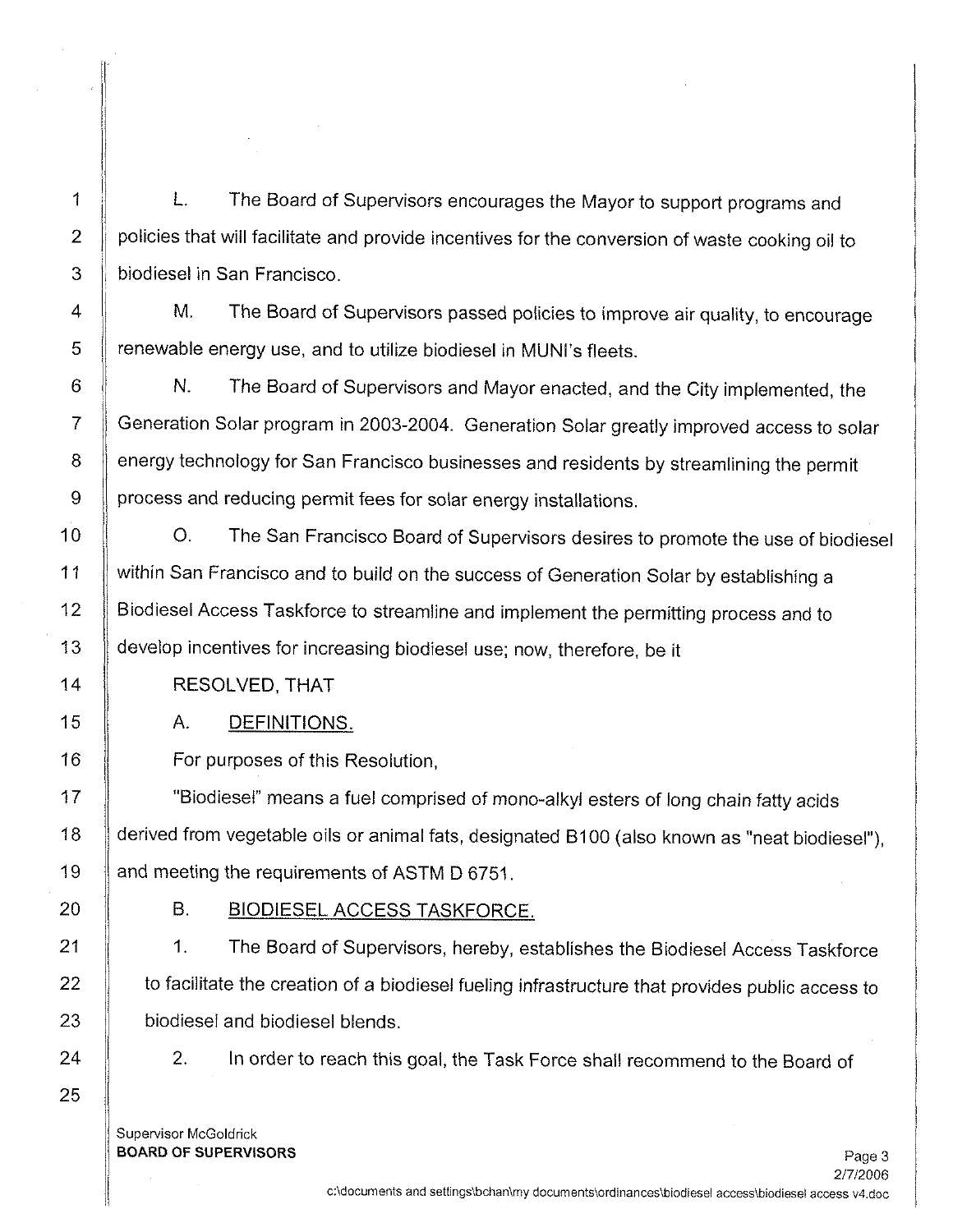L. The Board of Supervisors encourages the Mayor to support programs and policies that will facilitate and provide incentives for the conversion of waste cooking oil to biodiesel in San Francisco.

M. The Board of Supervisors passed policies to improve air quality, to encourage renewable energy use, and to utilize biodiesel in MUNI's fleets.

N. The Board of Supervisors and Mayor enacted, and the City implemented, the Generation Solar program in 2003-2004. Generation Solar greatly improved access to solar energy technology for San Francisco businesses and residents by streamlining the permit process and reducing permit fees for solar energy installations.

O. The San Francisco Board of Supervisors desires to promote the use of biodiesel within San Francisco and to build on the success of Generation Solar by establishing a Biodiesel Access Taskforce to streamline and implement the permitting process and to develop incentives for increasing biodiesel use; now, therefore, be it

RESOLVED, THAT

A. DEFINITIONS.

For purposes of this Resolution,

"Biodiesel" means a fuel comprised of mono-alkyl esters of long chain fatty acids derived from vegetable oils or animal fats, designated B100 (also known as "neat biodiesel"), and meeting the requirements of ASTM D 6751.

B. BIODIESEL ACCESS TASKFORCE.

1. The Board of Supervisors, hereby, establishes the Biodiesel Access Taskforce to facilitate the creation of a biodiesel fueling infrastructure that provides public access to biodiesel and biodiesel blends.

2. In order to reach this goal, the Task Force shall recommend to the Board of

Supervisor McGoldrick
**BOARD OF SUPERVISORS**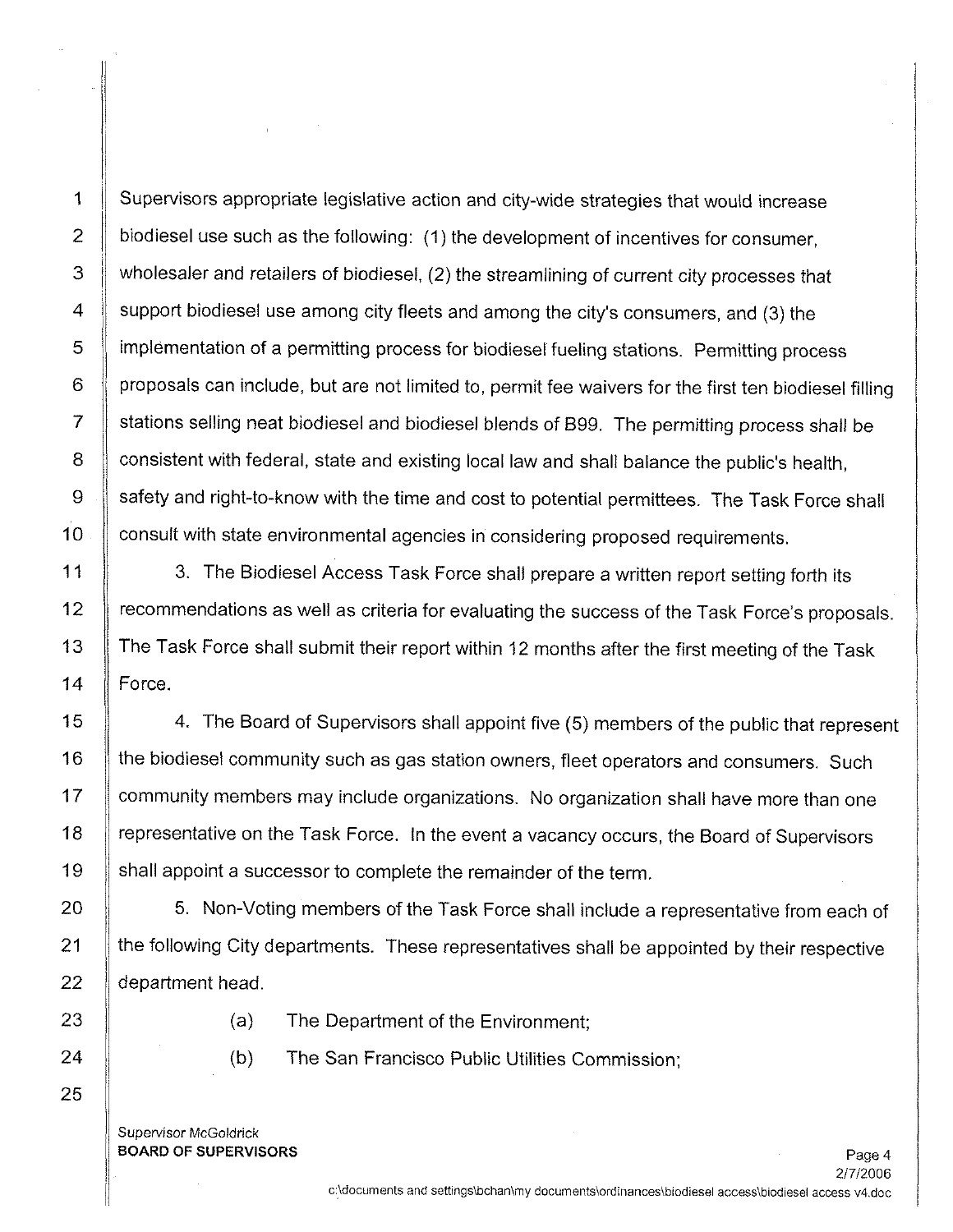Supervisors appropriate legislative action and city-wide strategies that would increase biodiesel use such as the following: (1) the development of incentives for consumer, wholesaler and retailers of biodiesel, (2) the streamlining of current city processes that support biodiesel use among city fleets and among the city's consumers, and (3) the implementation of a permitting process for biodiesel fueling stations. Permitting process proposals can include, but are not limited to, permit fee waivers for the first ten biodiesel filling stations selling neat biodiesel and biodiesel blends of B99. The permitting process shall be consistent with federal, state and existing local law and shall balance the public's health, safety and right-to-know with the time and cost to potential permittees. The Task Force shall consult with state environmental agencies in considering proposed requirements.

3. The Biodiesel Access Task Force shall prepare a written report setting forth its recommendations as well as criteria for evaluating the success of the Task Force's proposals. The Task Force shall submit their report within 12 months after the first meeting of the Task Force.

4. The Board of Supervisors shall appoint five (5) members of the public that represent the biodiesel community such as gas station owners, fleet operators and consumers. Such community members may include organizations. No organization shall have more than one representative on the Task Force. In the event a vacancy occurs, the Board of Supervisors shall appoint a successor to complete the remainder of the term.

5. Non-Voting members of the Task Force shall include a representative from each of the following City departments. These representatives shall be appointed by their respective department head.

(a) The Department of the Environment;

(b) The San Francisco Public Utilities Commission;

Supervisor McGoldrick
**BOARD OF SUPERVISORS**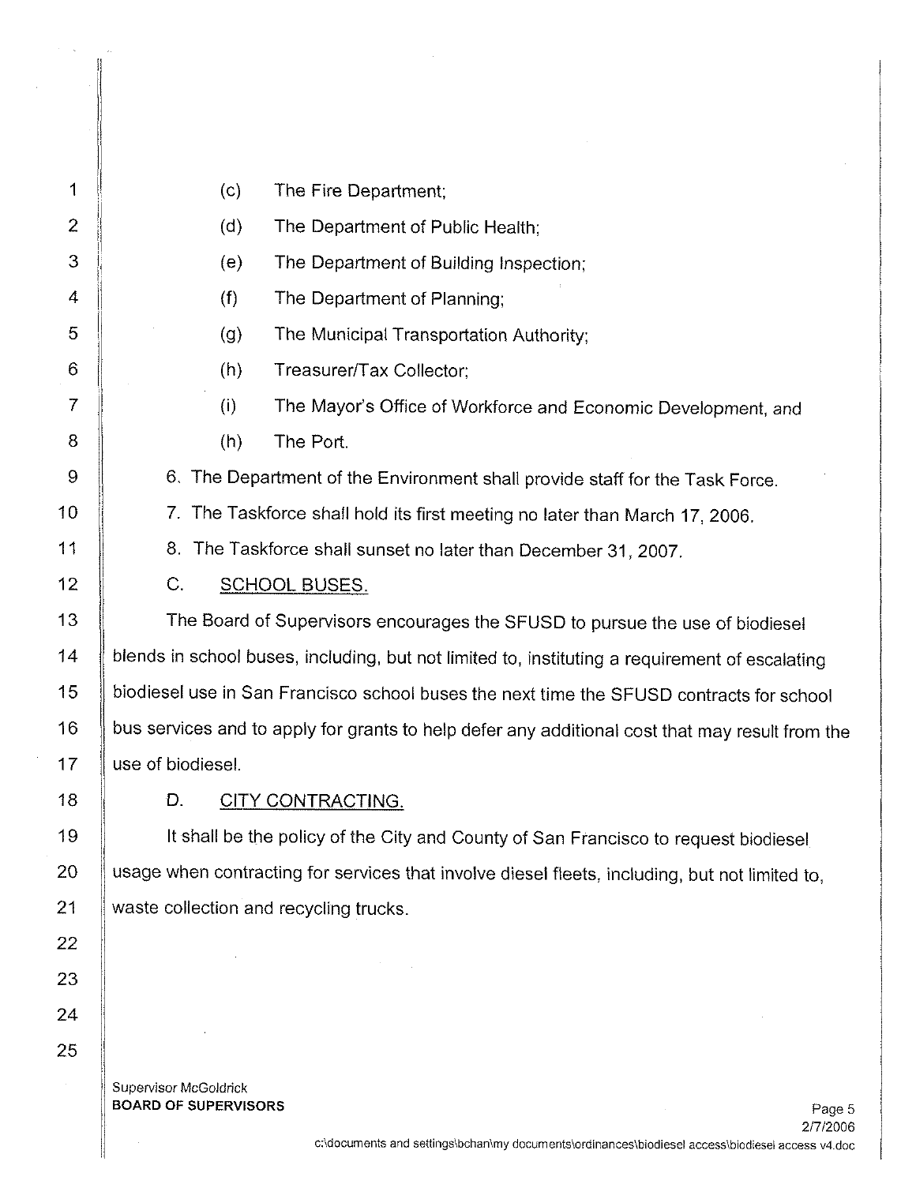(c) The Fire Department;

(d) The Department of Public Health;

(e) The Department of Building Inspection;

(f) The Department of Planning;

(g) The Municipal Transportation Authority;

(h) Treasurer/Tax Collector;

(i) The Mayor's Office of Workforce and Economic Development, and

(h) The Port.

6. The Department of the Environment shall provide staff for the Task Force.

7. The Taskforce shall hold its first meeting no later than March 17, 2006.

8. The Taskforce shall sunset no later than December 31, 2007.

C. <u>SCHOOL BUSES.</u>

The Board of Supervisors encourages the SFUSD to pursue the use of biodiesel blends in school buses, including, but not limited to, instituting a requirement of escalating biodiesel use in San Francisco school buses the next time the SFUSD contracts for school bus services and to apply for grants to help defer any additional cost that may result from the use of biodiesel.

D. <u>CITY CONTRACTING.</u>

It shall be the policy of the City and County of San Francisco to request biodiesel usage when contracting for services that involve diesel fleets, including, but not limited to, waste collection and recycling trucks.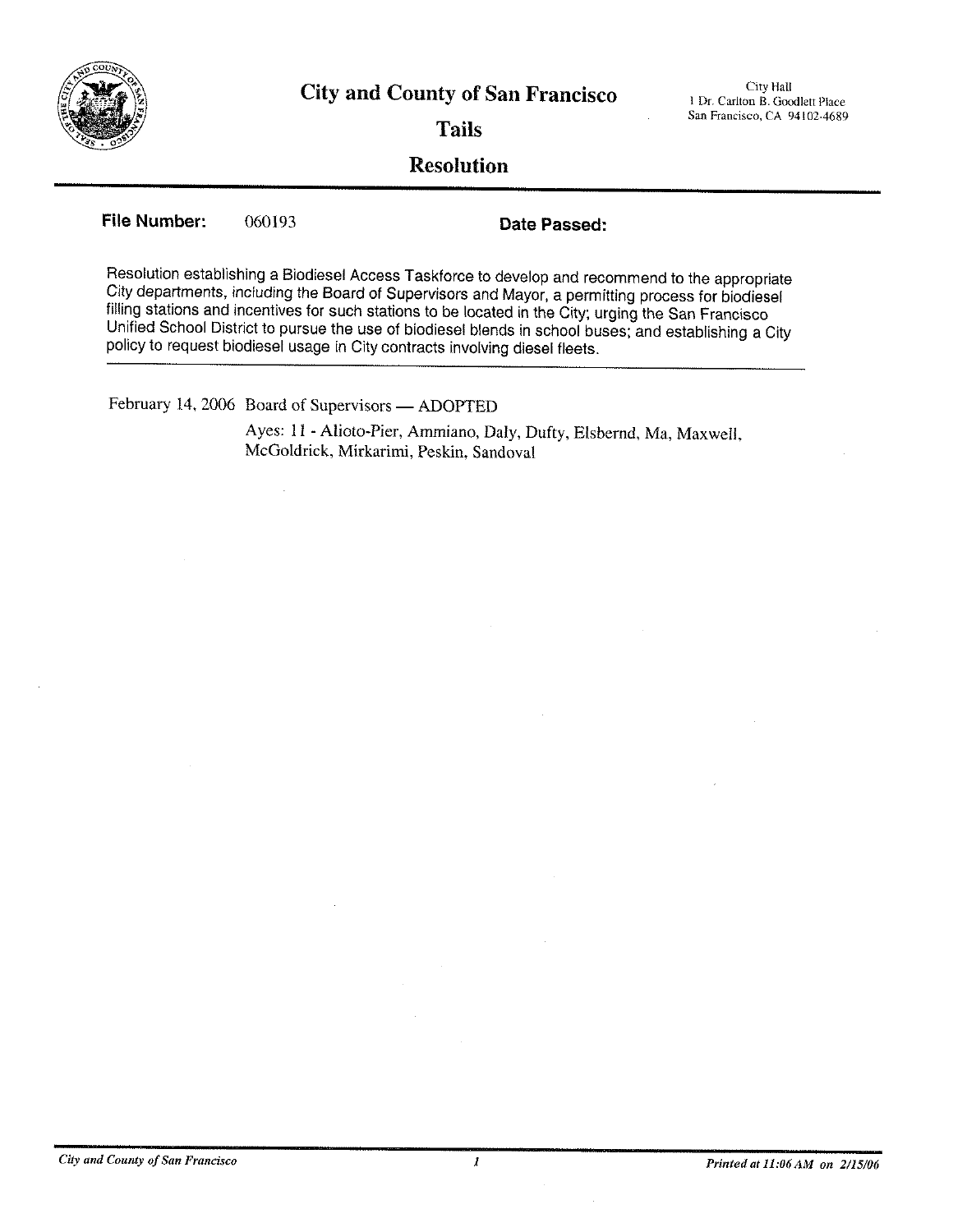# City and County of San Francisco

City Hall
1 Dr. Carlton B. Goodlett Place
San Francisco, CA 94102-4689

## Tails

## Resolution

**File Number:** 060193 **Date Passed:**

Resolution establishing a Biodiesel Access Taskforce to develop and recommend to the appropriate City departments, including the Board of Supervisors and Mayor, a permitting process for biodiesel filling stations and incentives for such stations to be located in the City; urging the San Francisco Unified School District to pursue the use of biodiesel blends in school buses; and establishing a City policy to request biodiesel usage in City contracts involving diesel fleets.

February 14, 2006 Board of Supervisors — ADOPTED

Ayes: 11 - Alioto-Pier, Ammiano, Daly, Dufty, Elsbernd, Ma, Maxwell, McGoldrick, Mirkarimi, Peskin, Sandoval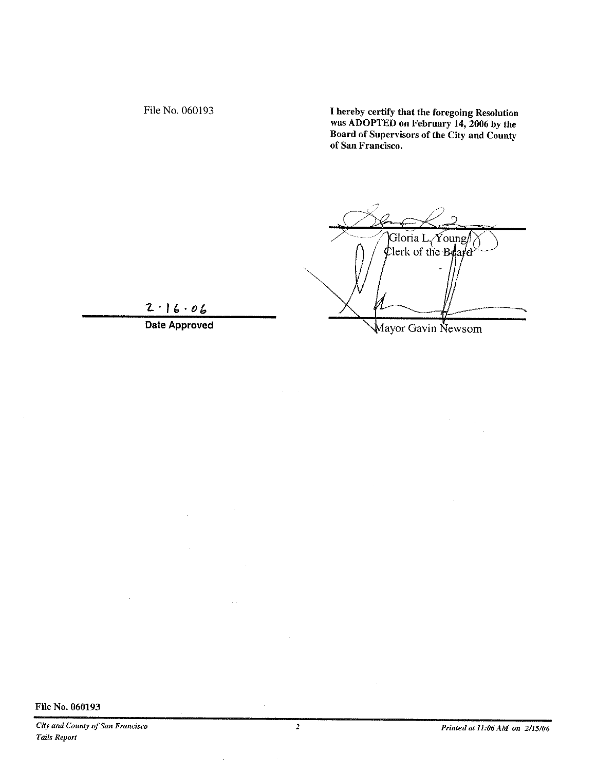File No. 060193

**I hereby certify that the foregoing Resolution was ADOPTED on February 14, 2006 by the Board of Supervisors of the City and County of San Francisco.**

Gloria L. Young
Clerk of the Board

2·16·06
**Date Approved**

Mayor Gavin Newsom

**File No. 060193**

***City and County of San Francisco***
***Tails Report***

***Printed at 11:06 AM on 2/15/06***